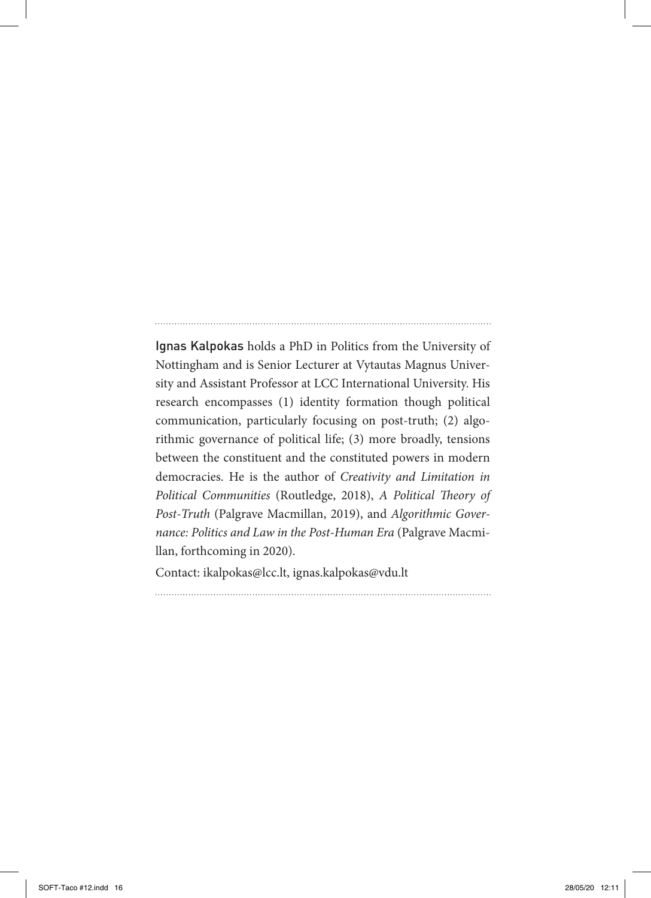**Ignas Kalpokas** holds a PhD in Politics from the University of Nottingham and is Senior Lecturer at Vytautas Magnus University and Assistant Professor at LCC International University. His research encompasses (1) identity formation though political communication, particularly focusing on post-truth; (2) algorithmic governance of political life; (3) more broadly, tensions between the constituent and the constituted powers in modern democracies. He is the author of *Creativity and Limitation in Political Communities* (Routledge, 2018), *A Political Theory of Post-Truth* (Palgrave Macmillan, 2019), and *Algorithmic Governance: Politics and Law in the Post-Human Era* (Palgrave Macmillan, forthcoming in 2020).

Contact: ikalpokas@lcc.lt, ignas.kalpokas@vdu.lt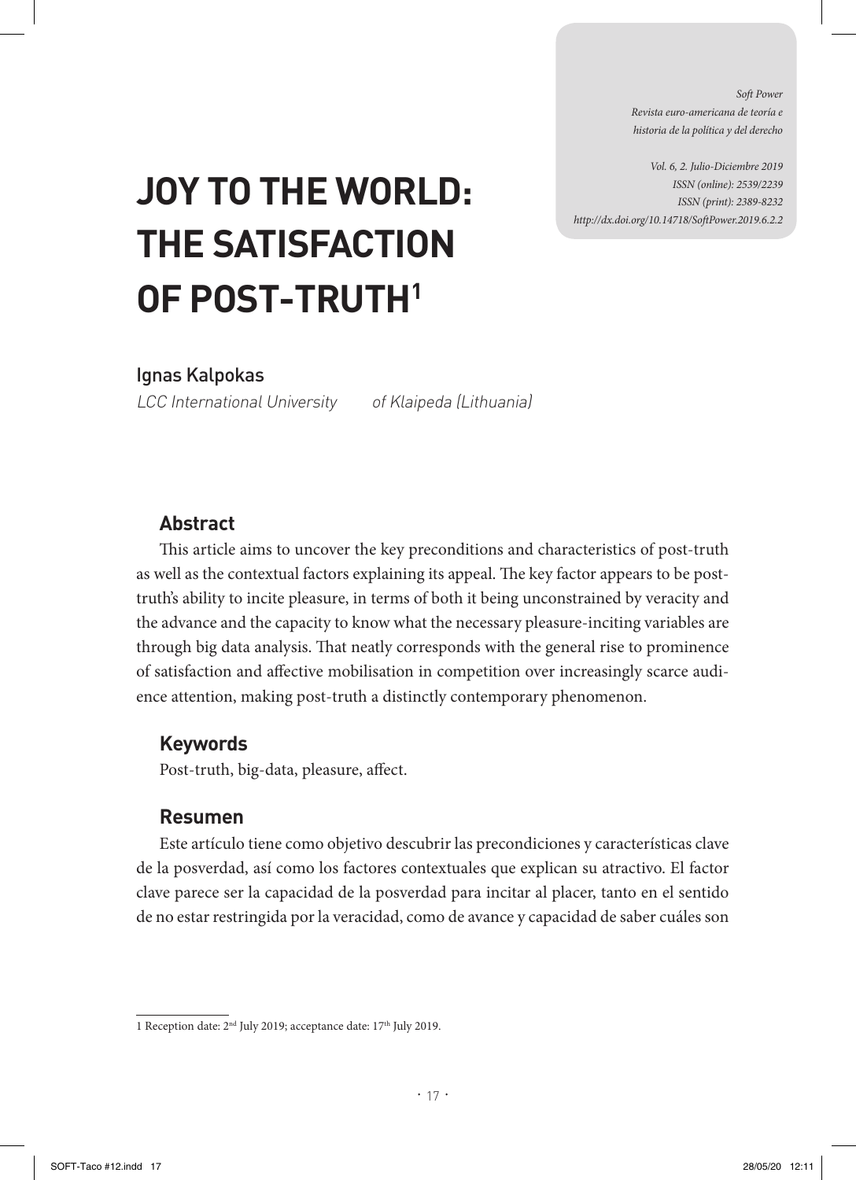*Soft Power*
*Revista euro-americana de teoría e historia de la política y del derecho*

*Vol. 6, 2. Julio-Diciembre 2019*
*ISSN (online): 2539/2239*
*ISSN (print): 2389-8232*
*http://dx.doi.org/10.14718/SoftPower.2019.6.2.2*

# JOY TO THE WORLD: THE SATISFACTION OF POST-TRUTH[1]

Ignas Kalpokas

*LCC International University of Klaipeda (Lithuania)*

## Abstract

This article aims to uncover the key preconditions and characteristics of post-truth as well as the contextual factors explaining its appeal. The key factor appears to be post-truth's ability to incite pleasure, in terms of both it being unconstrained by veracity and the advance and the capacity to know what the necessary pleasure-inciting variables are through big data analysis. That neatly corresponds with the general rise to prominence of satisfaction and affective mobilisation in competition over increasingly scarce audience attention, making post-truth a distinctly contemporary phenomenon.

## Keywords

Post-truth, big-data, pleasure, affect.

## Resumen

Este artículo tiene como objetivo descubrir las precondiciones y características clave de la posverdad, así como los factores contextuales que explican su atractivo. El factor clave parece ser la capacidad de la posverdad para incitar al placer, tanto en el sentido de no estar restringida por la veracidad, como de avance y capacidad de saber cuáles son

1 Reception date: 2nd July 2019; acceptance date: 17th July 2019.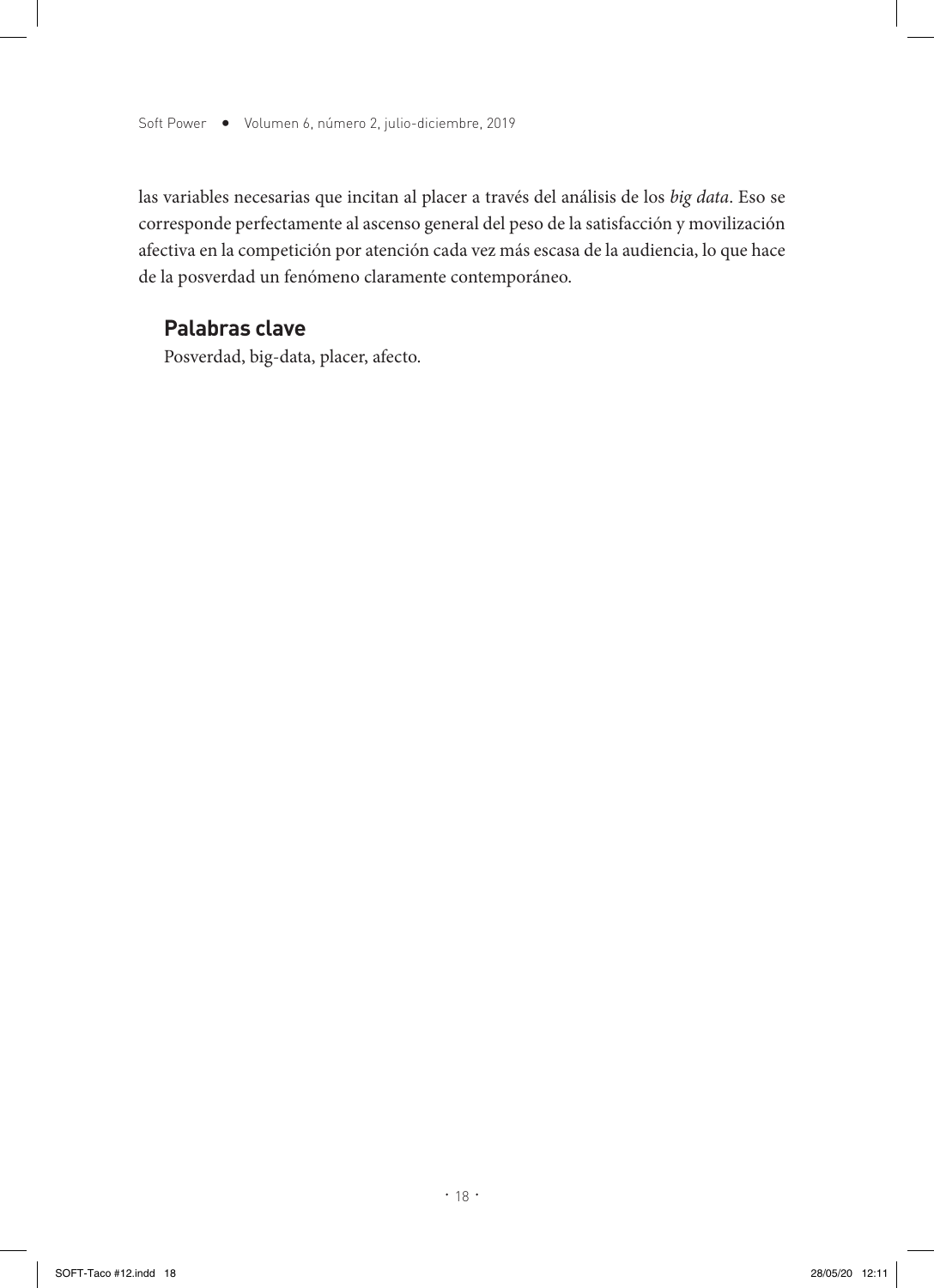las variables necesarias que incitan al placer a través del análisis de los *big data*. Eso se corresponde perfectamente al ascenso general del peso de la satisfacción y movilización afectiva en la competición por atención cada vez más escasa de la audiencia, lo que hace de la posverdad un fenómeno claramente contemporáneo.

### Palabras clave

Posverdad, big-data, placer, afecto.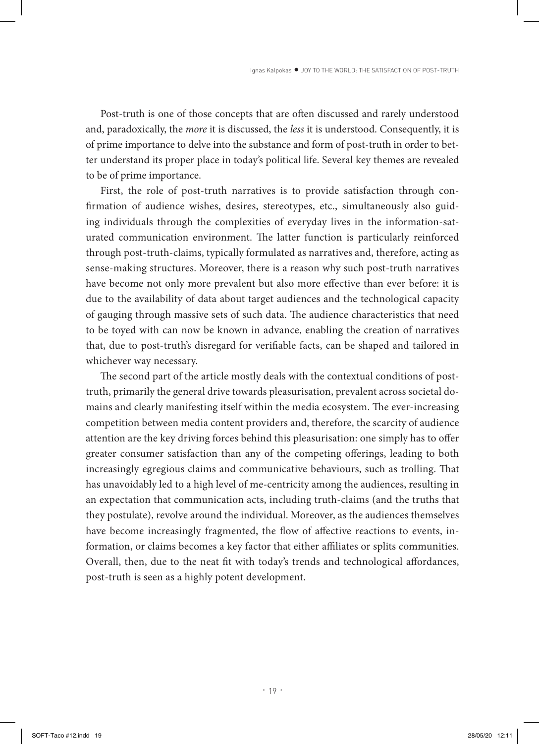Post-truth is one of those concepts that are often discussed and rarely understood and, paradoxically, the *more* it is discussed, the *less* it is understood. Consequently, it is of prime importance to delve into the substance and form of post-truth in order to better understand its proper place in today's political life. Several key themes are revealed to be of prime importance.

First, the role of post-truth narratives is to provide satisfaction through confirmation of audience wishes, desires, stereotypes, etc., simultaneously also guiding individuals through the complexities of everyday lives in the information-saturated communication environment. The latter function is particularly reinforced through post-truth-claims, typically formulated as narratives and, therefore, acting as sense-making structures. Moreover, there is a reason why such post-truth narratives have become not only more prevalent but also more effective than ever before: it is due to the availability of data about target audiences and the technological capacity of gauging through massive sets of such data. The audience characteristics that need to be toyed with can now be known in advance, enabling the creation of narratives that, due to post-truth's disregard for verifiable facts, can be shaped and tailored in whichever way necessary.

The second part of the article mostly deals with the contextual conditions of post-truth, primarily the general drive towards pleasurisation, prevalent across societal domains and clearly manifesting itself within the media ecosystem. The ever-increasing competition between media content providers and, therefore, the scarcity of audience attention are the key driving forces behind this pleasurisation: one simply has to offer greater consumer satisfaction than any of the competing offerings, leading to both increasingly egregious claims and communicative behaviours, such as trolling. That has unavoidably led to a high level of me-centricity among the audiences, resulting in an expectation that communication acts, including truth-claims (and the truths that they postulate), revolve around the individual. Moreover, as the audiences themselves have become increasingly fragmented, the flow of affective reactions to events, information, or claims becomes a key factor that either affiliates or splits communities. Overall, then, due to the neat fit with today's trends and technological affordances, post-truth is seen as a highly potent development.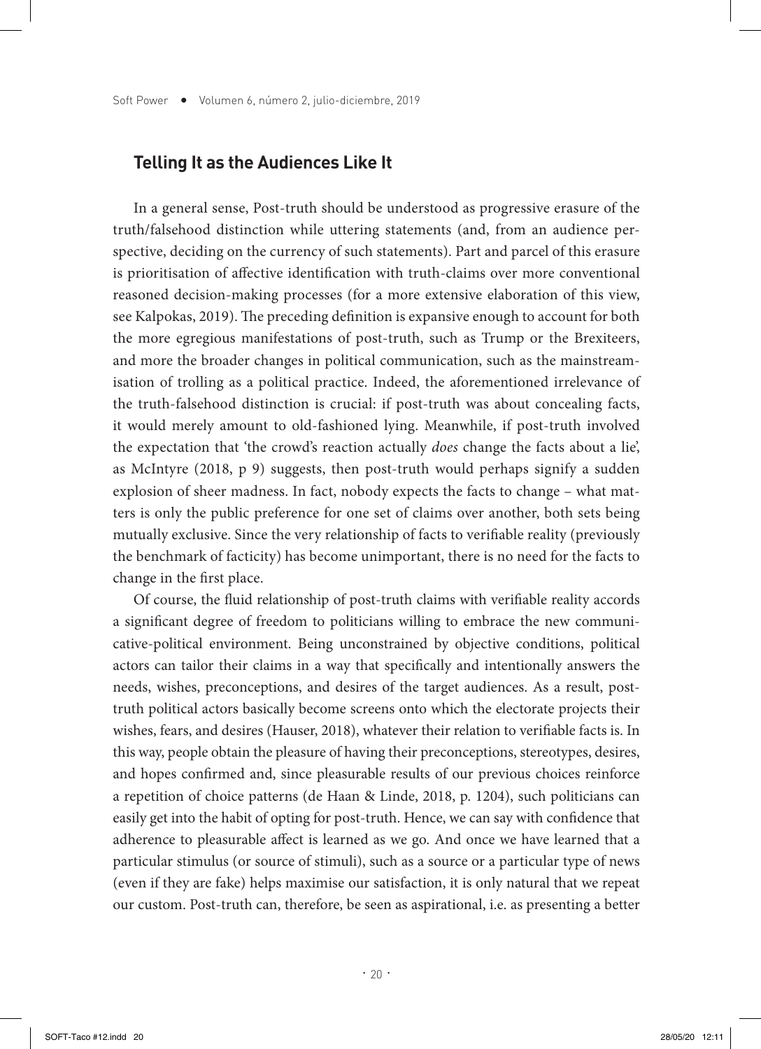## Telling It as the Audiences Like It

In a general sense, Post-truth should be understood as progressive erasure of the truth/falsehood distinction while uttering statements (and, from an audience perspective, deciding on the currency of such statements). Part and parcel of this erasure is prioritisation of affective identification with truth-claims over more conventional reasoned decision-making processes (for a more extensive elaboration of this view, see Kalpokas, 2019). The preceding definition is expansive enough to account for both the more egregious manifestations of post-truth, such as Trump or the Brexiteers, and more the broader changes in political communication, such as the mainstreamisation of trolling as a political practice. Indeed, the aforementioned irrelevance of the truth-falsehood distinction is crucial: if post-truth was about concealing facts, it would merely amount to old-fashioned lying. Meanwhile, if post-truth involved the expectation that 'the crowd's reaction actually *does* change the facts about a lie', as McIntyre (2018, p 9) suggests, then post-truth would perhaps signify a sudden explosion of sheer madness. In fact, nobody expects the facts to change – what matters is only the public preference for one set of claims over another, both sets being mutually exclusive. Since the very relationship of facts to verifiable reality (previously the benchmark of facticity) has become unimportant, there is no need for the facts to change in the first place.

Of course, the fluid relationship of post-truth claims with verifiable reality accords a significant degree of freedom to politicians willing to embrace the new communicative-political environment. Being unconstrained by objective conditions, political actors can tailor their claims in a way that specifically and intentionally answers the needs, wishes, preconceptions, and desires of the target audiences. As a result, post-truth political actors basically become screens onto which the electorate projects their wishes, fears, and desires (Hauser, 2018), whatever their relation to verifiable facts is. In this way, people obtain the pleasure of having their preconceptions, stereotypes, desires, and hopes confirmed and, since pleasurable results of our previous choices reinforce a repetition of choice patterns (de Haan & Linde, 2018, p. 1204), such politicians can easily get into the habit of opting for post-truth. Hence, we can say with confidence that adherence to pleasurable affect is learned as we go. And once we have learned that a particular stimulus (or source of stimuli), such as a source or a particular type of news (even if they are fake) helps maximise our satisfaction, it is only natural that we repeat our custom. Post-truth can, therefore, be seen as aspirational, i.e. as presenting a better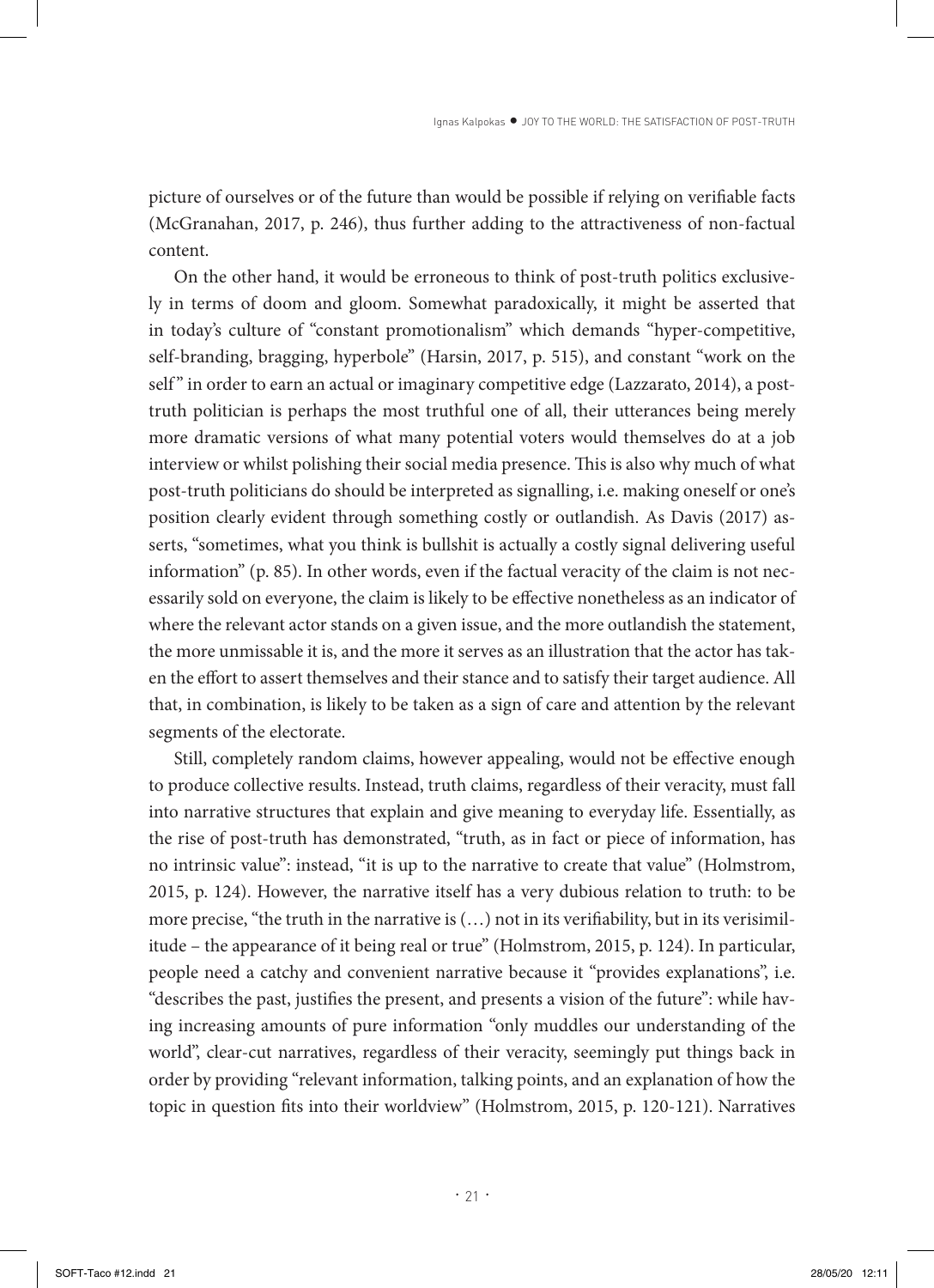picture of ourselves or of the future than would be possible if relying on verifiable facts (McGranahan, 2017, p. 246), thus further adding to the attractiveness of non-factual content.

On the other hand, it would be erroneous to think of post-truth politics exclusively in terms of doom and gloom. Somewhat paradoxically, it might be asserted that in today's culture of "constant promotionalism" which demands "hyper-competitive, self-branding, bragging, hyperbole" (Harsin, 2017, p. 515), and constant "work on the self" in order to earn an actual or imaginary competitive edge (Lazzarato, 2014), a post-truth politician is perhaps the most truthful one of all, their utterances being merely more dramatic versions of what many potential voters would themselves do at a job interview or whilst polishing their social media presence. This is also why much of what post-truth politicians do should be interpreted as signalling, i.e. making oneself or one's position clearly evident through something costly or outlandish. As Davis (2017) asserts, "sometimes, what you think is bullshit is actually a costly signal delivering useful information" (p. 85). In other words, even if the factual veracity of the claim is not necessarily sold on everyone, the claim is likely to be effective nonetheless as an indicator of where the relevant actor stands on a given issue, and the more outlandish the statement, the more unmissable it is, and the more it serves as an illustration that the actor has taken the effort to assert themselves and their stance and to satisfy their target audience. All that, in combination, is likely to be taken as a sign of care and attention by the relevant segments of the electorate.

Still, completely random claims, however appealing, would not be effective enough to produce collective results. Instead, truth claims, regardless of their veracity, must fall into narrative structures that explain and give meaning to everyday life. Essentially, as the rise of post-truth has demonstrated, "truth, as in fact or piece of information, has no intrinsic value": instead, "it is up to the narrative to create that value" (Holmstrom, 2015, p. 124). However, the narrative itself has a very dubious relation to truth: to be more precise, "the truth in the narrative is (…) not in its verifiability, but in its verisimilitude – the appearance of it being real or true" (Holmstrom, 2015, p. 124). In particular, people need a catchy and convenient narrative because it "provides explanations", i.e. "describes the past, justifies the present, and presents a vision of the future": while having increasing amounts of pure information "only muddles our understanding of the world", clear-cut narratives, regardless of their veracity, seemingly put things back in order by providing "relevant information, talking points, and an explanation of how the topic in question fits into their worldview" (Holmstrom, 2015, p. 120-121). Narratives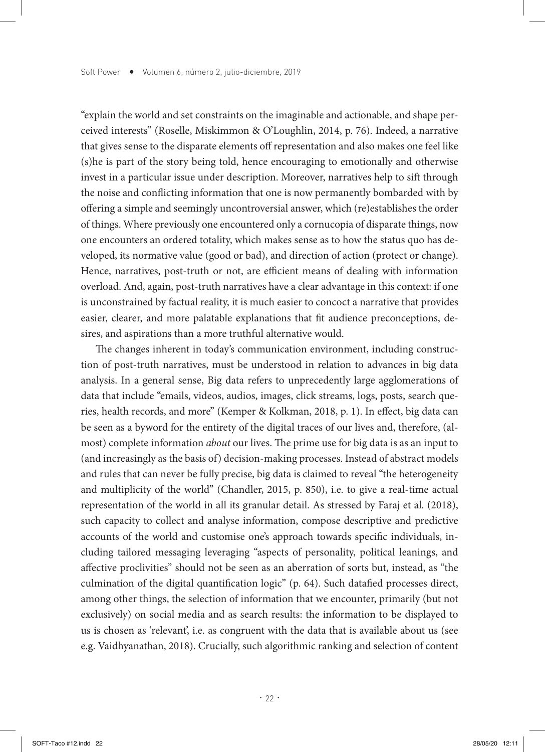"explain the world and set constraints on the imaginable and actionable, and shape perceived interests" (Roselle, Miskimmon & O'Loughlin, 2014, p. 76). Indeed, a narrative that gives sense to the disparate elements off representation and also makes one feel like (s)he is part of the story being told, hence encouraging to emotionally and otherwise invest in a particular issue under description. Moreover, narratives help to sift through the noise and conflicting information that one is now permanently bombarded with by offering a simple and seemingly uncontroversial answer, which (re)establishes the order of things. Where previously one encountered only a cornucopia of disparate things, now one encounters an ordered totality, which makes sense as to how the status quo has developed, its normative value (good or bad), and direction of action (protect or change). Hence, narratives, post-truth or not, are efficient means of dealing with information overload. And, again, post-truth narratives have a clear advantage in this context: if one is unconstrained by factual reality, it is much easier to concoct a narrative that provides easier, clearer, and more palatable explanations that fit audience preconceptions, desires, and aspirations than a more truthful alternative would.

The changes inherent in today's communication environment, including construction of post-truth narratives, must be understood in relation to advances in big data analysis. In a general sense, Big data refers to unprecedently large agglomerations of data that include "emails, videos, audios, images, click streams, logs, posts, search queries, health records, and more" (Kemper & Kolkman, 2018, p. 1). In effect, big data can be seen as a byword for the entirety of the digital traces of our lives and, therefore, (almost) complete information *about* our lives. The prime use for big data is as an input to (and increasingly as the basis of) decision-making processes. Instead of abstract models and rules that can never be fully precise, big data is claimed to reveal "the heterogeneity and multiplicity of the world" (Chandler, 2015, p. 850), i.e. to give a real-time actual representation of the world in all its granular detail. As stressed by Faraj et al. (2018), such capacity to collect and analyse information, compose descriptive and predictive accounts of the world and customise one's approach towards specific individuals, including tailored messaging leveraging "aspects of personality, political leanings, and affective proclivities" should not be seen as an aberration of sorts but, instead, as "the culmination of the digital quantification logic" (p. 64). Such datafied processes direct, among other things, the selection of information that we encounter, primarily (but not exclusively) on social media and as search results: the information to be displayed to us is chosen as 'relevant', i.e. as congruent with the data that is available about us (see e.g. Vaidhyanathan, 2018). Crucially, such algorithmic ranking and selection of content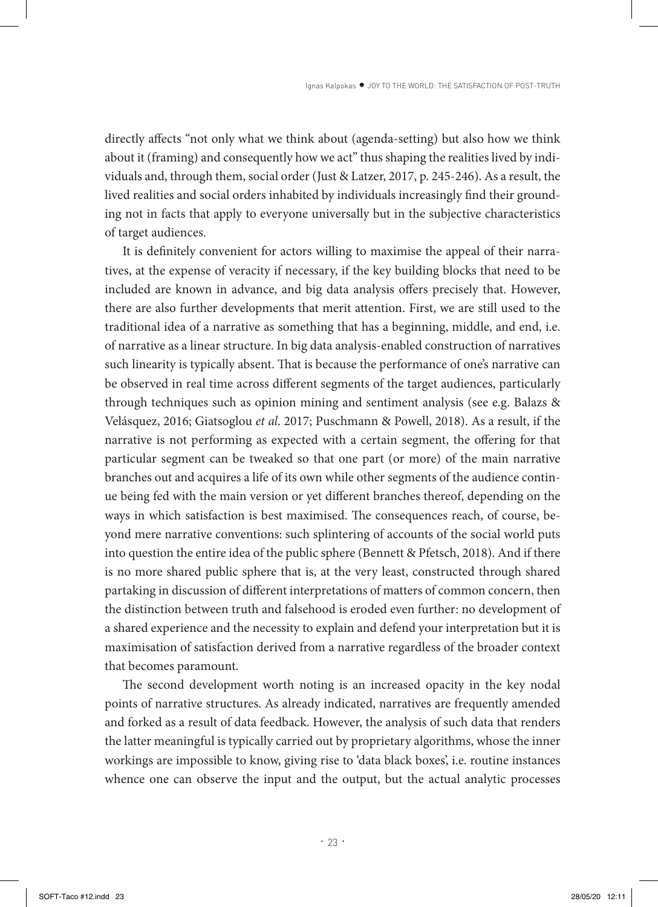directly affects "not only what we think about (agenda-setting) but also how we think about it (framing) and consequently how we act" thus shaping the realities lived by individuals and, through them, social order (Just & Latzer, 2017, p. 245-246). As a result, the lived realities and social orders inhabited by individuals increasingly find their grounding not in facts that apply to everyone universally but in the subjective characteristics of target audiences.

It is definitely convenient for actors willing to maximise the appeal of their narratives, at the expense of veracity if necessary, if the key building blocks that need to be included are known in advance, and big data analysis offers precisely that. However, there are also further developments that merit attention. First, we are still used to the traditional idea of a narrative as something that has a beginning, middle, and end, i.e. of narrative as a linear structure. In big data analysis-enabled construction of narratives such linearity is typically absent. That is because the performance of one's narrative can be observed in real time across different segments of the target audiences, particularly through techniques such as opinion mining and sentiment analysis (see e.g. Balazs & Velásquez, 2016; Giatsoglou *et al*. 2017; Puschmann & Powell, 2018). As a result, if the narrative is not performing as expected with a certain segment, the offering for that particular segment can be tweaked so that one part (or more) of the main narrative branches out and acquires a life of its own while other segments of the audience continue being fed with the main version or yet different branches thereof, depending on the ways in which satisfaction is best maximised. The consequences reach, of course, beyond mere narrative conventions: such splintering of accounts of the social world puts into question the entire idea of the public sphere (Bennett & Pfetsch, 2018). And if there is no more shared public sphere that is, at the very least, constructed through shared partaking in discussion of different interpretations of matters of common concern, then the distinction between truth and falsehood is eroded even further: no development of a shared experience and the necessity to explain and defend your interpretation but it is maximisation of satisfaction derived from a narrative regardless of the broader context that becomes paramount.

The second development worth noting is an increased opacity in the key nodal points of narrative structures. As already indicated, narratives are frequently amended and forked as a result of data feedback. However, the analysis of such data that renders the latter meaningful is typically carried out by proprietary algorithms, whose the inner workings are impossible to know, giving rise to 'data black boxes', i.e. routine instances whence one can observe the input and the output, but the actual analytic processes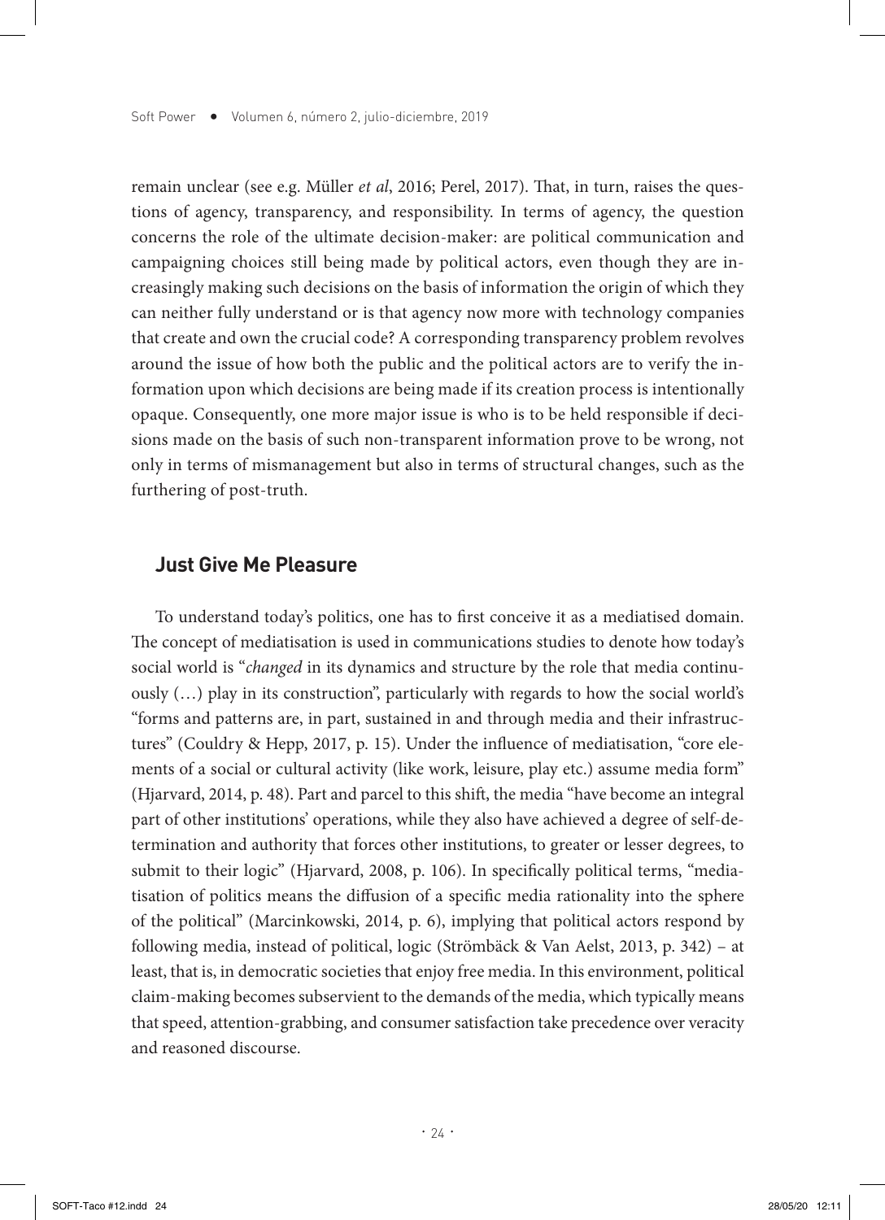remain unclear (see e.g. Müller *et al*, 2016; Perel, 2017). That, in turn, raises the questions of agency, transparency, and responsibility. In terms of agency, the question concerns the role of the ultimate decision-maker: are political communication and campaigning choices still being made by political actors, even though they are increasingly making such decisions on the basis of information the origin of which they can neither fully understand or is that agency now more with technology companies that create and own the crucial code? A corresponding transparency problem revolves around the issue of how both the public and the political actors are to verify the information upon which decisions are being made if its creation process is intentionally opaque. Consequently, one more major issue is who is to be held responsible if decisions made on the basis of such non-transparent information prove to be wrong, not only in terms of mismanagement but also in terms of structural changes, such as the furthering of post-truth.

## Just Give Me Pleasure

To understand today's politics, one has to first conceive it as a mediatised domain. The concept of mediatisation is used in communications studies to denote how today's social world is "*changed* in its dynamics and structure by the role that media continuously (…) play in its construction", particularly with regards to how the social world's "forms and patterns are, in part, sustained in and through media and their infrastructures" (Couldry & Hepp, 2017, p. 15). Under the influence of mediatisation, "core elements of a social or cultural activity (like work, leisure, play etc.) assume media form" (Hjarvard, 2014, p. 48). Part and parcel to this shift, the media "have become an integral part of other institutions' operations, while they also have achieved a degree of self-determination and authority that forces other institutions, to greater or lesser degrees, to submit to their logic" (Hjarvard, 2008, p. 106). In specifically political terms, "mediatisation of politics means the diffusion of a specific media rationality into the sphere of the political" (Marcinkowski, 2014, p. 6), implying that political actors respond by following media, instead of political, logic (Strömbäck & Van Aelst, 2013, p. 342) – at least, that is, in democratic societies that enjoy free media. In this environment, political claim-making becomes subservient to the demands of the media, which typically means that speed, attention-grabbing, and consumer satisfaction take precedence over veracity and reasoned discourse.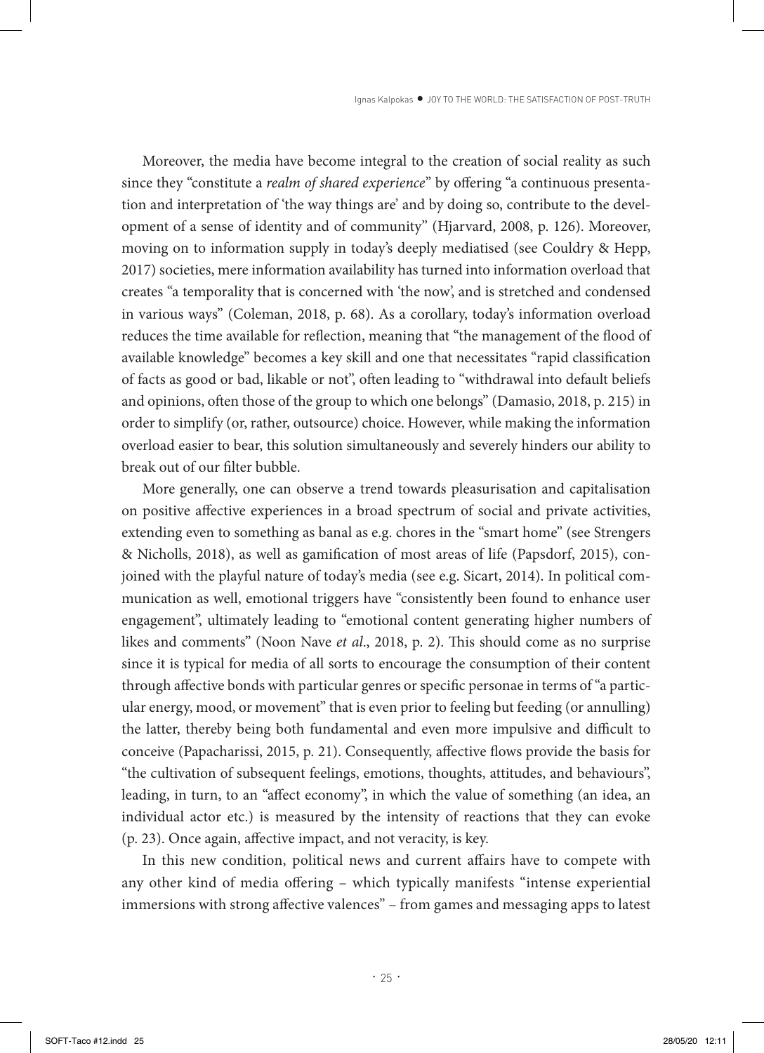Moreover, the media have become integral to the creation of social reality as such since they "constitute a *realm of shared experience*" by offering "a continuous presentation and interpretation of 'the way things are' and by doing so, contribute to the development of a sense of identity and of community" (Hjarvard, 2008, p. 126). Moreover, moving on to information supply in today's deeply mediatised (see Couldry & Hepp, 2017) societies, mere information availability has turned into information overload that creates "a temporality that is concerned with 'the now', and is stretched and condensed in various ways" (Coleman, 2018, p. 68). As a corollary, today's information overload reduces the time available for reflection, meaning that "the management of the flood of available knowledge" becomes a key skill and one that necessitates "rapid classification of facts as good or bad, likable or not", often leading to "withdrawal into default beliefs and opinions, often those of the group to which one belongs" (Damasio, 2018, p. 215) in order to simplify (or, rather, outsource) choice. However, while making the information overload easier to bear, this solution simultaneously and severely hinders our ability to break out of our filter bubble.

More generally, one can observe a trend towards pleasurisation and capitalisation on positive affective experiences in a broad spectrum of social and private activities, extending even to something as banal as e.g. chores in the "smart home" (see Strengers & Nicholls, 2018), as well as gamification of most areas of life (Papsdorf, 2015), conjoined with the playful nature of today's media (see e.g. Sicart, 2014). In political communication as well, emotional triggers have "consistently been found to enhance user engagement", ultimately leading to "emotional content generating higher numbers of likes and comments" (Noon Nave *et al*., 2018, p. 2). This should come as no surprise since it is typical for media of all sorts to encourage the consumption of their content through affective bonds with particular genres or specific personae in terms of "a particular energy, mood, or movement" that is even prior to feeling but feeding (or annulling) the latter, thereby being both fundamental and even more impulsive and difficult to conceive (Papacharissi, 2015, p. 21). Consequently, affective flows provide the basis for "the cultivation of subsequent feelings, emotions, thoughts, attitudes, and behaviours", leading, in turn, to an "affect economy", in which the value of something (an idea, an individual actor etc.) is measured by the intensity of reactions that they can evoke (p. 23). Once again, affective impact, and not veracity, is key.

In this new condition, political news and current affairs have to compete with any other kind of media offering – which typically manifests "intense experiential immersions with strong affective valences" – from games and messaging apps to latest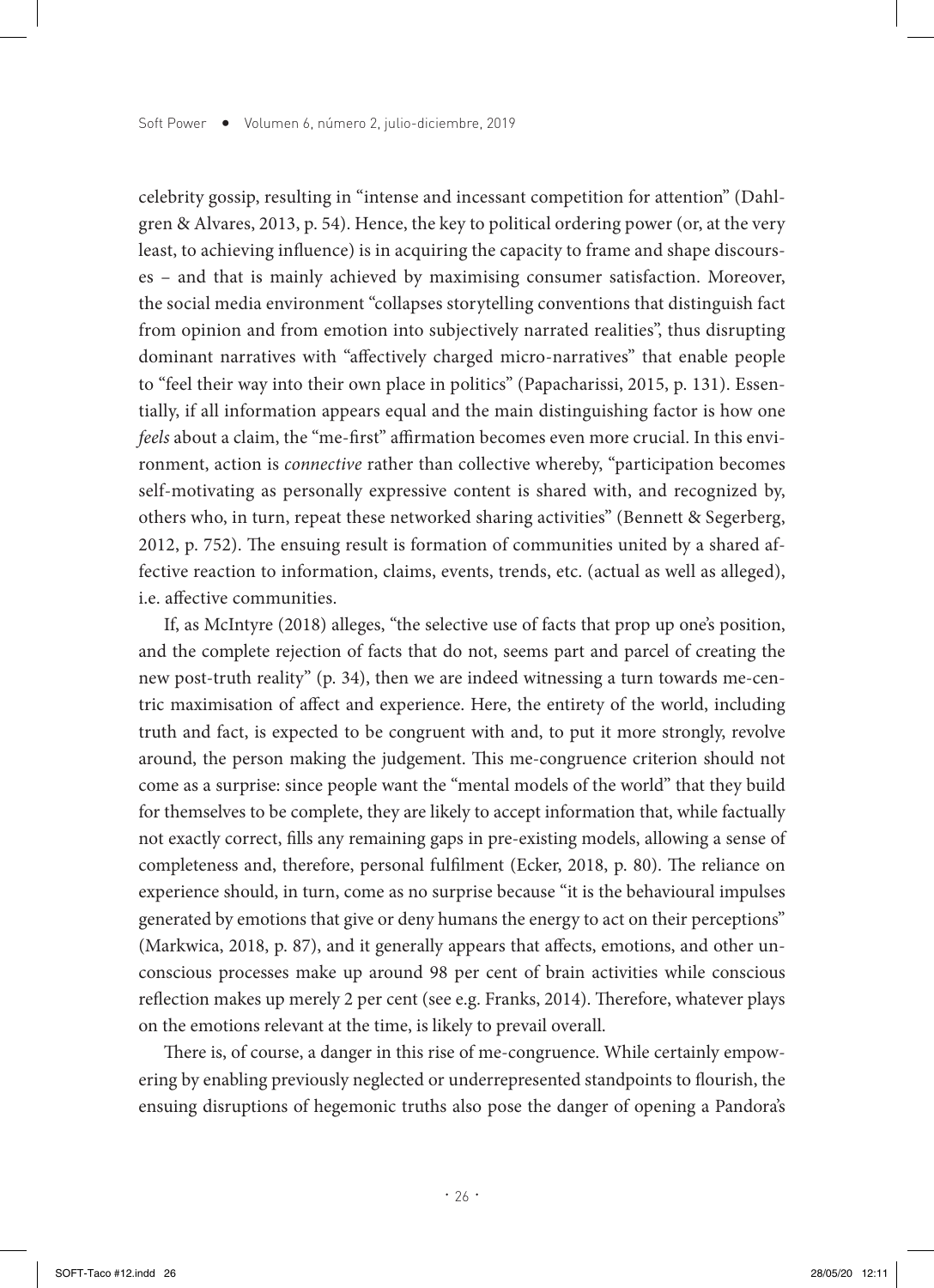celebrity gossip, resulting in "intense and incessant competition for attention" (Dahlgren & Alvares, 2013, p. 54). Hence, the key to political ordering power (or, at the very least, to achieving influence) is in acquiring the capacity to frame and shape discourses – and that is mainly achieved by maximising consumer satisfaction. Moreover, the social media environment "collapses storytelling conventions that distinguish fact from opinion and from emotion into subjectively narrated realities", thus disrupting dominant narratives with "affectively charged micro-narratives" that enable people to "feel their way into their own place in politics" (Papacharissi, 2015, p. 131). Essentially, if all information appears equal and the main distinguishing factor is how one *feels* about a claim, the "me-first" affirmation becomes even more crucial. In this environment, action is *connective* rather than collective whereby, "participation becomes self-motivating as personally expressive content is shared with, and recognized by, others who, in turn, repeat these networked sharing activities" (Bennett & Segerberg, 2012, p. 752). The ensuing result is formation of communities united by a shared affective reaction to information, claims, events, trends, etc. (actual as well as alleged), i.e. affective communities.

If, as McIntyre (2018) alleges, "the selective use of facts that prop up one's position, and the complete rejection of facts that do not, seems part and parcel of creating the new post-truth reality" (p. 34), then we are indeed witnessing a turn towards me-centric maximisation of affect and experience. Here, the entirety of the world, including truth and fact, is expected to be congruent with and, to put it more strongly, revolve around, the person making the judgement. This me-congruence criterion should not come as a surprise: since people want the "mental models of the world" that they build for themselves to be complete, they are likely to accept information that, while factually not exactly correct, fills any remaining gaps in pre-existing models, allowing a sense of completeness and, therefore, personal fulfilment (Ecker, 2018, p. 80). The reliance on experience should, in turn, come as no surprise because "it is the behavioural impulses generated by emotions that give or deny humans the energy to act on their perceptions" (Markwica, 2018, p. 87), and it generally appears that affects, emotions, and other unconscious processes make up around 98 per cent of brain activities while conscious reflection makes up merely 2 per cent (see e.g. Franks, 2014). Therefore, whatever plays on the emotions relevant at the time, is likely to prevail overall.

There is, of course, a danger in this rise of me-congruence. While certainly empowering by enabling previously neglected or underrepresented standpoints to flourish, the ensuing disruptions of hegemonic truths also pose the danger of opening a Pandora's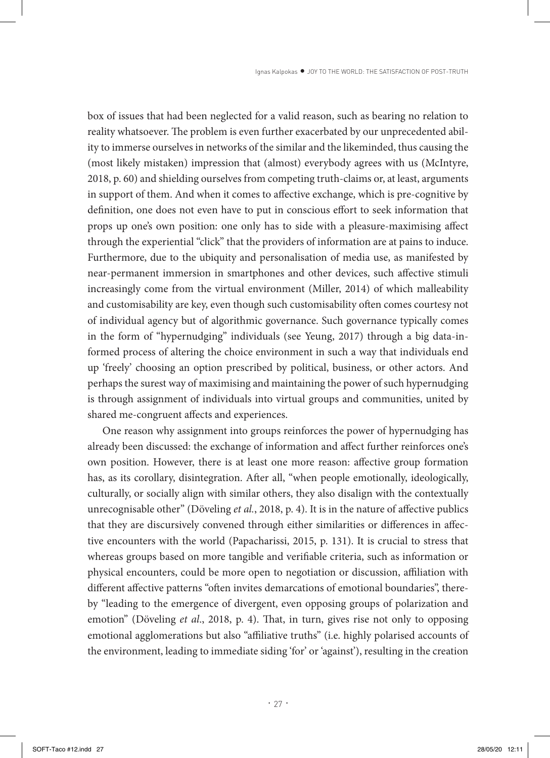box of issues that had been neglected for a valid reason, such as bearing no relation to reality whatsoever. The problem is even further exacerbated by our unprecedented ability to immerse ourselves in networks of the similar and the likeminded, thus causing the (most likely mistaken) impression that (almost) everybody agrees with us (McIntyre, 2018, p. 60) and shielding ourselves from competing truth-claims or, at least, arguments in support of them. And when it comes to affective exchange, which is pre-cognitive by definition, one does not even have to put in conscious effort to seek information that props up one's own position: one only has to side with a pleasure-maximising affect through the experiential "click" that the providers of information are at pains to induce. Furthermore, due to the ubiquity and personalisation of media use, as manifested by near-permanent immersion in smartphones and other devices, such affective stimuli increasingly come from the virtual environment (Miller, 2014) of which malleability and customisability are key, even though such customisability often comes courtesy not of individual agency but of algorithmic governance. Such governance typically comes in the form of "hypernudging" individuals (see Yeung, 2017) through a big data-informed process of altering the choice environment in such a way that individuals end up 'freely' choosing an option prescribed by political, business, or other actors. And perhaps the surest way of maximising and maintaining the power of such hypernudging is through assignment of individuals into virtual groups and communities, united by shared me-congruent affects and experiences.

One reason why assignment into groups reinforces the power of hypernudging has already been discussed: the exchange of information and affect further reinforces one's own position. However, there is at least one more reason: affective group formation has, as its corollary, disintegration. After all, "when people emotionally, ideologically, culturally, or socially align with similar others, they also disalign with the contextually unrecognisable other" (Döveling *et al.*, 2018, p. 4). It is in the nature of affective publics that they are discursively convened through either similarities or differences in affective encounters with the world (Papacharissi, 2015, p. 131). It is crucial to stress that whereas groups based on more tangible and verifiable criteria, such as information or physical encounters, could be more open to negotiation or discussion, affiliation with different affective patterns "often invites demarcations of emotional boundaries", thereby "leading to the emergence of divergent, even opposing groups of polarization and emotion" (Döveling *et al.*, 2018, p. 4). That, in turn, gives rise not only to opposing emotional agglomerations but also "affiliative truths" (i.e. highly polarised accounts of the environment, leading to immediate siding 'for' or 'against'), resulting in the creation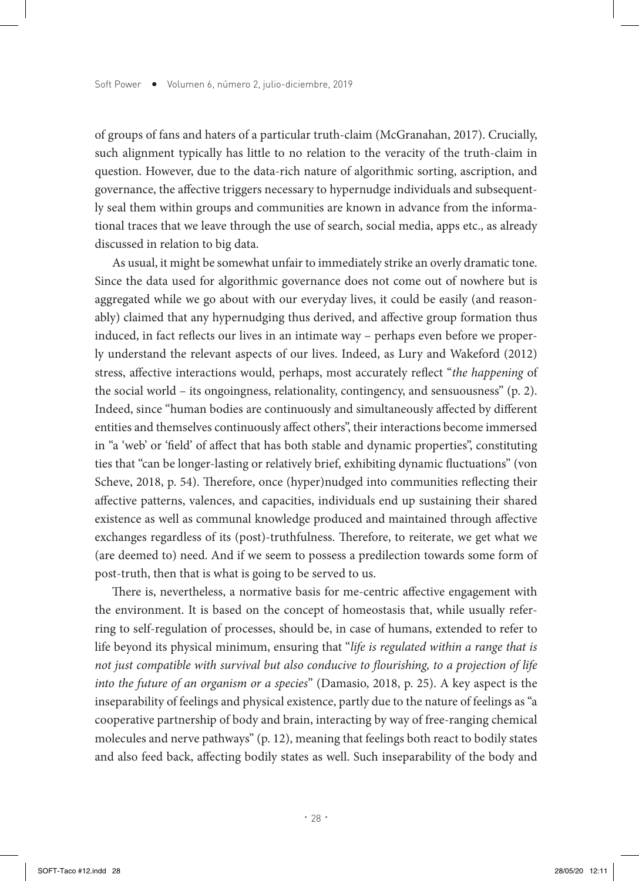of groups of fans and haters of a particular truth-claim (McGranahan, 2017). Crucially, such alignment typically has little to no relation to the veracity of the truth-claim in question. However, due to the data-rich nature of algorithmic sorting, ascription, and governance, the affective triggers necessary to hypernudge individuals and subsequently seal them within groups and communities are known in advance from the informational traces that we leave through the use of search, social media, apps etc., as already discussed in relation to big data.

As usual, it might be somewhat unfair to immediately strike an overly dramatic tone. Since the data used for algorithmic governance does not come out of nowhere but is aggregated while we go about with our everyday lives, it could be easily (and reasonably) claimed that any hypernudging thus derived, and affective group formation thus induced, in fact reflects our lives in an intimate way – perhaps even before we properly understand the relevant aspects of our lives. Indeed, as Lury and Wakeford (2012) stress, affective interactions would, perhaps, most accurately reflect "*the happening* of the social world – its ongoingness, relationality, contingency, and sensuousness" (p. 2). Indeed, since "human bodies are continuously and simultaneously affected by different entities and themselves continuously affect others", their interactions become immersed in "a 'web' or 'field' of affect that has both stable and dynamic properties", constituting ties that "can be longer-lasting or relatively brief, exhibiting dynamic fluctuations" (von Scheve, 2018, p. 54). Therefore, once (hyper)nudged into communities reflecting their affective patterns, valences, and capacities, individuals end up sustaining their shared existence as well as communal knowledge produced and maintained through affective exchanges regardless of its (post)-truthfulness. Therefore, to reiterate, we get what we (are deemed to) need. And if we seem to possess a predilection towards some form of post-truth, then that is what is going to be served to us.

There is, nevertheless, a normative basis for me-centric affective engagement with the environment. It is based on the concept of homeostasis that, while usually referring to self-regulation of processes, should be, in case of humans, extended to refer to life beyond its physical minimum, ensuring that "*life is regulated within a range that is not just compatible with survival but also conducive to flourishing, to a projection of life into the future of an organism or a species*" (Damasio, 2018, p. 25). A key aspect is the inseparability of feelings and physical existence, partly due to the nature of feelings as "a cooperative partnership of body and brain, interacting by way of free-ranging chemical molecules and nerve pathways" (p. 12), meaning that feelings both react to bodily states and also feed back, affecting bodily states as well. Such inseparability of the body and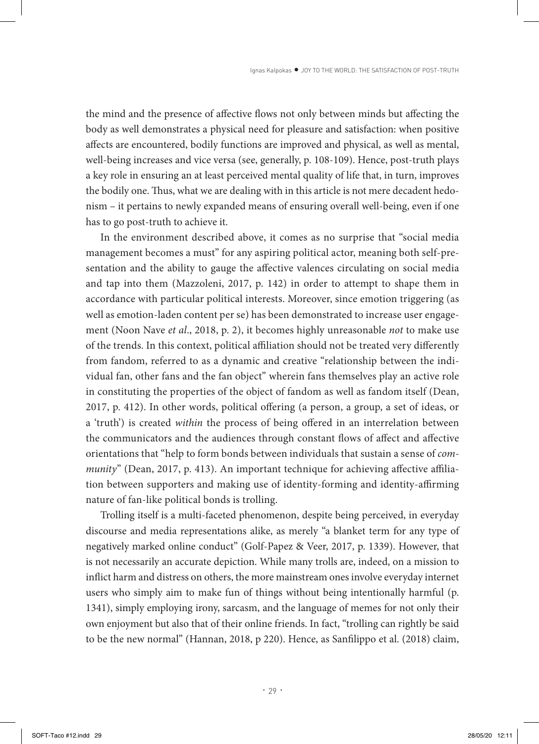the mind and the presence of affective flows not only between minds but affecting the body as well demonstrates a physical need for pleasure and satisfaction: when positive affects are encountered, bodily functions are improved and physical, as well as mental, well-being increases and vice versa (see, generally, p. 108-109). Hence, post-truth plays a key role in ensuring an at least perceived mental quality of life that, in turn, improves the bodily one. Thus, what we are dealing with in this article is not mere decadent hedonism – it pertains to newly expanded means of ensuring overall well-being, even if one has to go post-truth to achieve it.

In the environment described above, it comes as no surprise that "social media management becomes a must" for any aspiring political actor, meaning both self-presentation and the ability to gauge the affective valences circulating on social media and tap into them (Mazzoleni, 2017, p. 142) in order to attempt to shape them in accordance with particular political interests. Moreover, since emotion triggering (as well as emotion-laden content per se) has been demonstrated to increase user engagement (Noon Nave *et al*., 2018, p. 2), it becomes highly unreasonable *not* to make use of the trends. In this context, political affiliation should not be treated very differently from fandom, referred to as a dynamic and creative "relationship between the individual fan, other fans and the fan object" wherein fans themselves play an active role in constituting the properties of the object of fandom as well as fandom itself (Dean, 2017, p. 412). In other words, political offering (a person, a group, a set of ideas, or a 'truth') is created *within* the process of being offered in an interrelation between the communicators and the audiences through constant flows of affect and affective orientations that "help to form bonds between individuals that sustain a sense of *community*" (Dean, 2017, p. 413). An important technique for achieving affective affiliation between supporters and making use of identity-forming and identity-affirming nature of fan-like political bonds is trolling.

Trolling itself is a multi-faceted phenomenon, despite being perceived, in everyday discourse and media representations alike, as merely "a blanket term for any type of negatively marked online conduct" (Golf-Papez & Veer, 2017, p. 1339). However, that is not necessarily an accurate depiction. While many trolls are, indeed, on a mission to inflict harm and distress on others, the more mainstream ones involve everyday internet users who simply aim to make fun of things without being intentionally harmful (p. 1341), simply employing irony, sarcasm, and the language of memes for not only their own enjoyment but also that of their online friends. In fact, "trolling can rightly be said to be the new normal" (Hannan, 2018, p 220). Hence, as Sanfilippo et al. (2018) claim,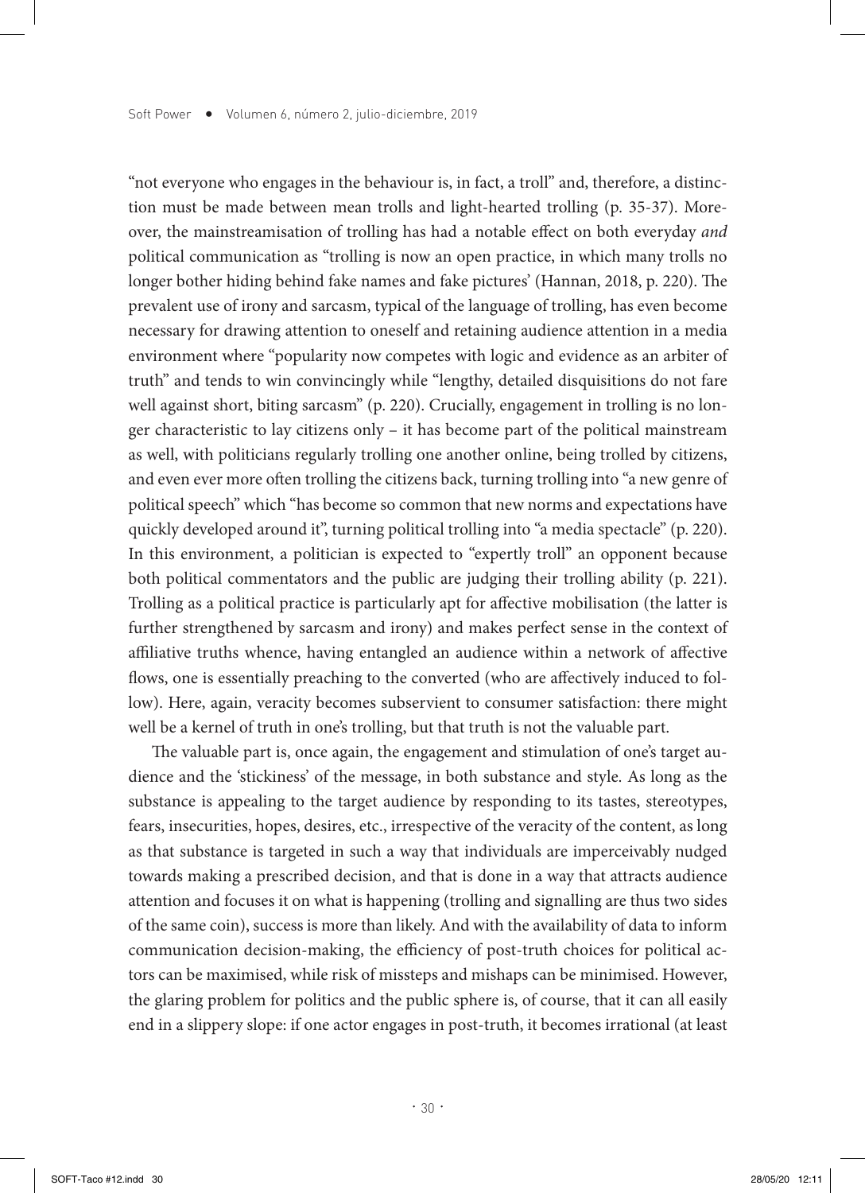"not everyone who engages in the behaviour is, in fact, a troll" and, therefore, a distinction must be made between mean trolls and light-hearted trolling (p. 35-37). Moreover, the mainstreamisation of trolling has had a notable effect on both everyday *and* political communication as "trolling is now an open practice, in which many trolls no longer bother hiding behind fake names and fake pictures' (Hannan, 2018, p. 220). The prevalent use of irony and sarcasm, typical of the language of trolling, has even become necessary for drawing attention to oneself and retaining audience attention in a media environment where "popularity now competes with logic and evidence as an arbiter of truth" and tends to win convincingly while "lengthy, detailed disquisitions do not fare well against short, biting sarcasm" (p. 220). Crucially, engagement in trolling is no longer characteristic to lay citizens only – it has become part of the political mainstream as well, with politicians regularly trolling one another online, being trolled by citizens, and even ever more often trolling the citizens back, turning trolling into "a new genre of political speech" which "has become so common that new norms and expectations have quickly developed around it", turning political trolling into "a media spectacle" (p. 220). In this environment, a politician is expected to "expertly troll" an opponent because both political commentators and the public are judging their trolling ability (p. 221). Trolling as a political practice is particularly apt for affective mobilisation (the latter is further strengthened by sarcasm and irony) and makes perfect sense in the context of affiliative truths whence, having entangled an audience within a network of affective flows, one is essentially preaching to the converted (who are affectively induced to follow). Here, again, veracity becomes subservient to consumer satisfaction: there might well be a kernel of truth in one's trolling, but that truth is not the valuable part.

The valuable part is, once again, the engagement and stimulation of one's target audience and the 'stickiness' of the message, in both substance and style. As long as the substance is appealing to the target audience by responding to its tastes, stereotypes, fears, insecurities, hopes, desires, etc., irrespective of the veracity of the content, as long as that substance is targeted in such a way that individuals are imperceivably nudged towards making a prescribed decision, and that is done in a way that attracts audience attention and focuses it on what is happening (trolling and signalling are thus two sides of the same coin), success is more than likely. And with the availability of data to inform communication decision-making, the efficiency of post-truth choices for political actors can be maximised, while risk of missteps and mishaps can be minimised. However, the glaring problem for politics and the public sphere is, of course, that it can all easily end in a slippery slope: if one actor engages in post-truth, it becomes irrational (at least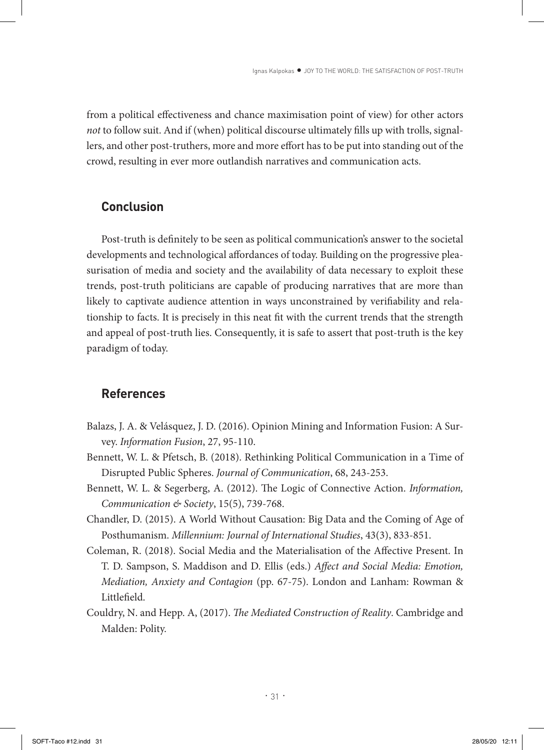from a political effectiveness and chance maximisation point of view) for other actors *not* to follow suit. And if (when) political discourse ultimately fills up with trolls, signallers, and other post-truthers, more and more effort has to be put into standing out of the crowd, resulting in ever more outlandish narratives and communication acts.

## Conclusion

Post-truth is definitely to be seen as political communication's answer to the societal developments and technological affordances of today. Building on the progressive pleasurisation of media and society and the availability of data necessary to exploit these trends, post-truth politicians are capable of producing narratives that are more than likely to captivate audience attention in ways unconstrained by verifiability and relationship to facts. It is precisely in this neat fit with the current trends that the strength and appeal of post-truth lies. Consequently, it is safe to assert that post-truth is the key paradigm of today.

## References

Balazs, J. A. & Velásquez, J. D. (2016). Opinion Mining and Information Fusion: A Survey. *Information Fusion*, 27, 95-110.

Bennett, W. L. & Pfetsch, B. (2018). Rethinking Political Communication in a Time of Disrupted Public Spheres. *Journal of Communication*, 68, 243-253.

Bennett, W. L. & Segerberg, A. (2012). The Logic of Connective Action. *Information, Communication & Society*, 15(5), 739-768.

Chandler, D. (2015). A World Without Causation: Big Data and the Coming of Age of Posthumanism. *Millennium: Journal of International Studies*, 43(3), 833-851.

Coleman, R. (2018). Social Media and the Materialisation of the Affective Present. In T. D. Sampson, S. Maddison and D. Ellis (eds.) *Affect and Social Media: Emotion, Mediation, Anxiety and Contagion* (pp. 67-75). London and Lanham: Rowman & Littlefield.

Couldry, N. and Hepp. A, (2017). *The Mediated Construction of Reality*. Cambridge and Malden: Polity.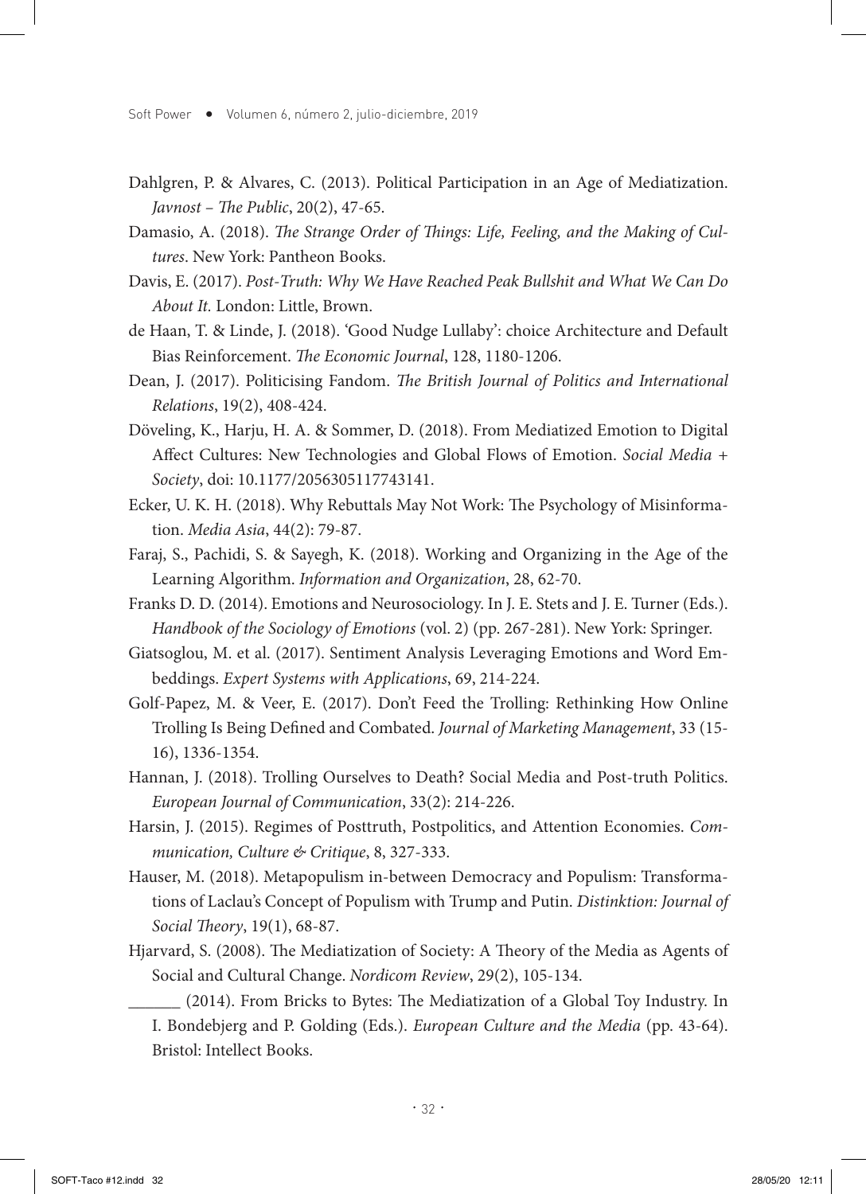Dahlgren, P. & Alvares, C. (2013). Political Participation in an Age of Mediatization. *Javnost – The Public*, 20(2), 47-65.

Damasio, A. (2018). *The Strange Order of Things: Life, Feeling, and the Making of Cultures*. New York: Pantheon Books.

Davis, E. (2017). *Post-Truth: Why We Have Reached Peak Bullshit and What We Can Do About It.* London: Little, Brown.

de Haan, T. & Linde, J. (2018). 'Good Nudge Lullaby': choice Architecture and Default Bias Reinforcement. *The Economic Journal*, 128, 1180-1206.

Dean, J. (2017). Politicising Fandom. *The British Journal of Politics and International Relations*, 19(2), 408-424.

Döveling, K., Harju, H. A. & Sommer, D. (2018). From Mediatized Emotion to Digital Affect Cultures: New Technologies and Global Flows of Emotion. *Social Media + Society*, doi: 10.1177/2056305117743141.

Ecker, U. K. H. (2018). Why Rebuttals May Not Work: The Psychology of Misinformation. *Media Asia*, 44(2): 79-87.

Faraj, S., Pachidi, S. & Sayegh, K. (2018). Working and Organizing in the Age of the Learning Algorithm. *Information and Organization*, 28, 62-70.

Franks D. D. (2014). Emotions and Neurosociology. In J. E. Stets and J. E. Turner (Eds.). *Handbook of the Sociology of Emotions* (vol. 2) (pp. 267-281). New York: Springer.

Giatsoglou, M. et al. (2017). Sentiment Analysis Leveraging Emotions and Word Embeddings. *Expert Systems with Applications*, 69, 214-224.

Golf-Papez, M. & Veer, E. (2017). Don't Feed the Trolling: Rethinking How Online Trolling Is Being Defined and Combated. *Journal of Marketing Management*, 33 (15-16), 1336-1354.

Hannan, J. (2018). Trolling Ourselves to Death? Social Media and Post-truth Politics. *European Journal of Communication*, 33(2): 214-226.

Harsin, J. (2015). Regimes of Posttruth, Postpolitics, and Attention Economies. *Communication, Culture & Critique*, 8, 327-333.

Hauser, M. (2018). Metapopulism in-between Democracy and Populism: Transformations of Laclau's Concept of Populism with Trump and Putin. *Distinktion: Journal of Social Theory*, 19(1), 68-87.

Hjarvard, S. (2008). The Mediatization of Society: A Theory of the Media as Agents of Social and Cultural Change. *Nordicom Review*, 29(2), 105-134.

______ (2014). From Bricks to Bytes: The Mediatization of a Global Toy Industry. In I. Bondebjerg and P. Golding (Eds.). *European Culture and the Media* (pp. 43-64). Bristol: Intellect Books.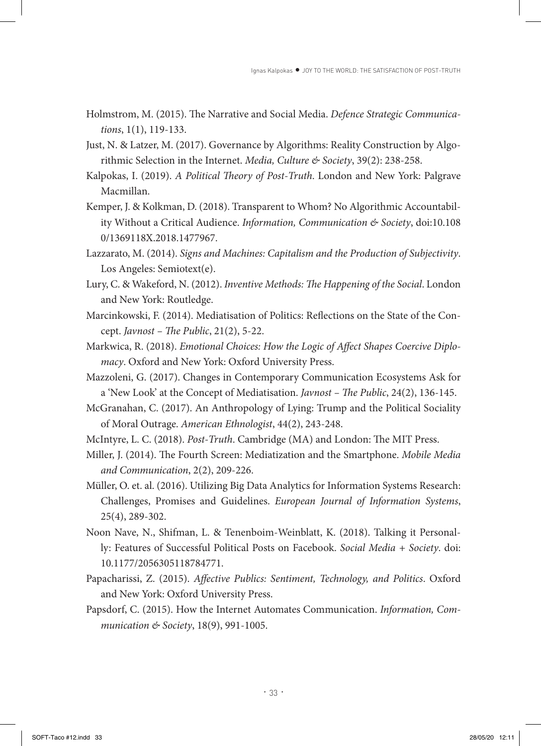Holmstrom, M. (2015). The Narrative and Social Media. *Defence Strategic Communications*, 1(1), 119-133.

Just, N. & Latzer, M. (2017). Governance by Algorithms: Reality Construction by Algorithmic Selection in the Internet. *Media, Culture & Society*, 39(2): 238-258.

Kalpokas, I. (2019). *A Political Theory of Post-Truth*. London and New York: Palgrave Macmillan.

Kemper, J. & Kolkman, D. (2018). Transparent to Whom? No Algorithmic Accountability Without a Critical Audience. *Information, Communication & Society*, doi:10.1080/1369118X.2018.1477967.

Lazzarato, M. (2014). *Signs and Machines: Capitalism and the Production of Subjectivity*. Los Angeles: Semiotext(e).

Lury, C. & Wakeford, N. (2012). *Inventive Methods: The Happening of the Social*. London and New York: Routledge.

Marcinkowski, F. (2014). Mediatisation of Politics: Reflections on the State of the Concept. *Javnost – The Public*, 21(2), 5-22.

Markwica, R. (2018). *Emotional Choices: How the Logic of Affect Shapes Coercive Diplomacy*. Oxford and New York: Oxford University Press.

Mazzoleni, G. (2017). Changes in Contemporary Communication Ecosystems Ask for a 'New Look' at the Concept of Mediatisation. *Javnost – The Public*, 24(2), 136-145.

McGranahan, C. (2017). An Anthropology of Lying: Trump and the Political Sociality of Moral Outrage. *American Ethnologist*, 44(2), 243-248.

McIntyre, L. C. (2018). *Post-Truth*. Cambridge (MA) and London: The MIT Press.

Miller, J. (2014). The Fourth Screen: Mediatization and the Smartphone. *Mobile Media and Communication*, 2(2), 209-226.

Müller, O. et. al. (2016). Utilizing Big Data Analytics for Information Systems Research: Challenges, Promises and Guidelines. *European Journal of Information Systems*, 25(4), 289-302.

Noon Nave, N., Shifman, L. & Tenenboim-Weinblatt, K. (2018). Talking it Personally: Features of Successful Political Posts on Facebook. *Social Media + Society*. doi: 10.1177/2056305118784771.

Papacharissi, Z. (2015). *Affective Publics: Sentiment, Technology, and Politics*. Oxford and New York: Oxford University Press.

Papsdorf, C. (2015). How the Internet Automates Communication. *Information, Communication & Society*, 18(9), 991-1005.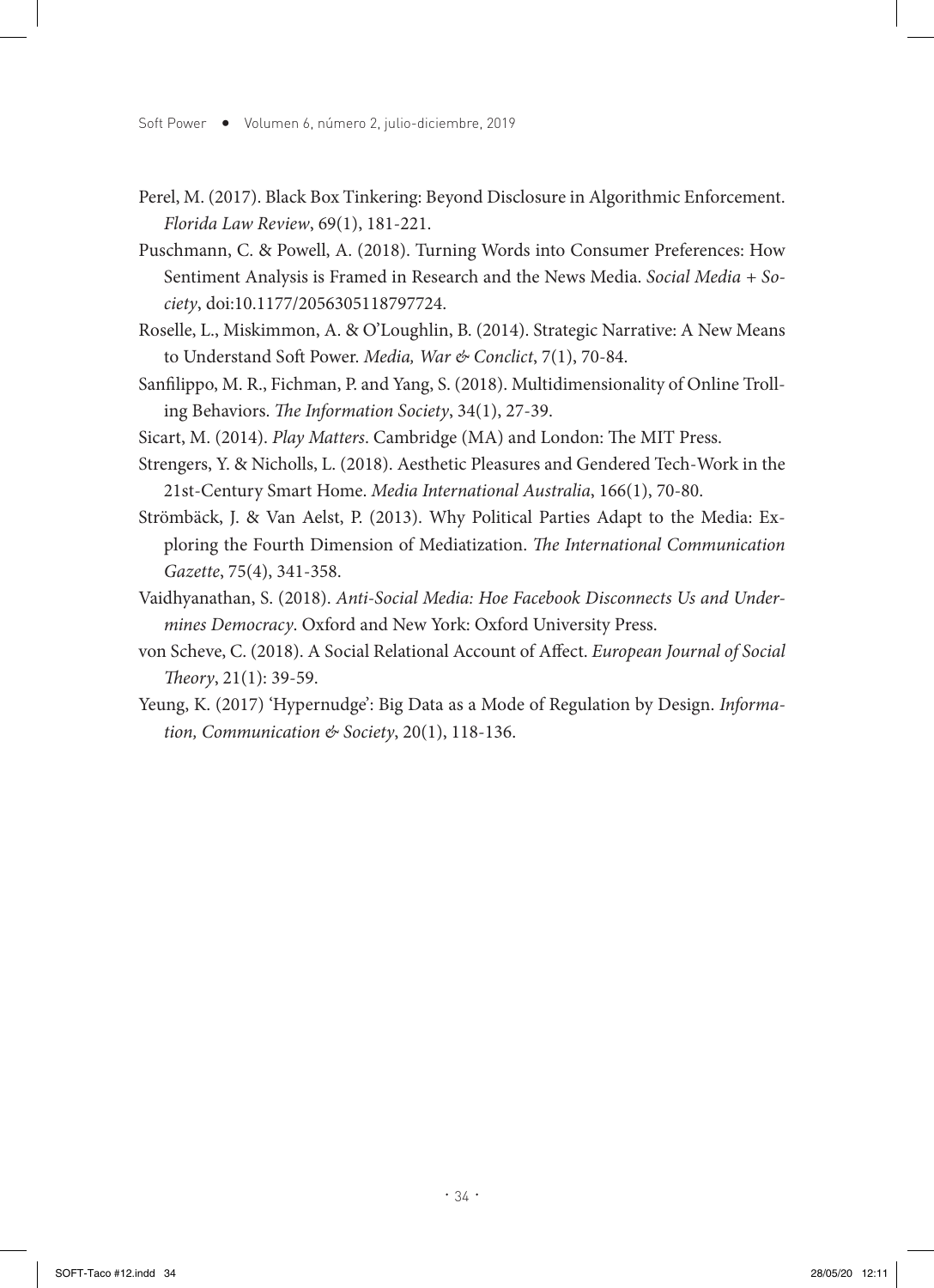Perel, M. (2017). Black Box Tinkering: Beyond Disclosure in Algorithmic Enforcement. *Florida Law Review*, 69(1), 181-221.

Puschmann, C. & Powell, A. (2018). Turning Words into Consumer Preferences: How Sentiment Analysis is Framed in Research and the News Media. *Social Media + Society*, doi:10.1177/2056305118797724.

Roselle, L., Miskimmon, A. & O'Loughlin, B. (2014). Strategic Narrative: A New Means to Understand Soft Power. *Media, War & Conclict*, 7(1), 70-84.

Sanfilippo, M. R., Fichman, P. and Yang, S. (2018). Multidimensionality of Online Trolling Behaviors. *The Information Society*, 34(1), 27-39.

Sicart, M. (2014). *Play Matters*. Cambridge (MA) and London: The MIT Press.

Strengers, Y. & Nicholls, L. (2018). Aesthetic Pleasures and Gendered Tech-Work in the 21st-Century Smart Home. *Media International Australia*, 166(1), 70-80.

Strömbäck, J. & Van Aelst, P. (2013). Why Political Parties Adapt to the Media: Exploring the Fourth Dimension of Mediatization. *The International Communication Gazette*, 75(4), 341-358.

Vaidhyanathan, S. (2018). *Anti-Social Media: Hoe Facebook Disconnects Us and Undermines Democracy*. Oxford and New York: Oxford University Press.

von Scheve, C. (2018). A Social Relational Account of Affect. *European Journal of Social Theory*, 21(1): 39-59.

Yeung, K. (2017) 'Hypernudge': Big Data as a Mode of Regulation by Design. *Information, Communication & Society*, 20(1), 118-136.